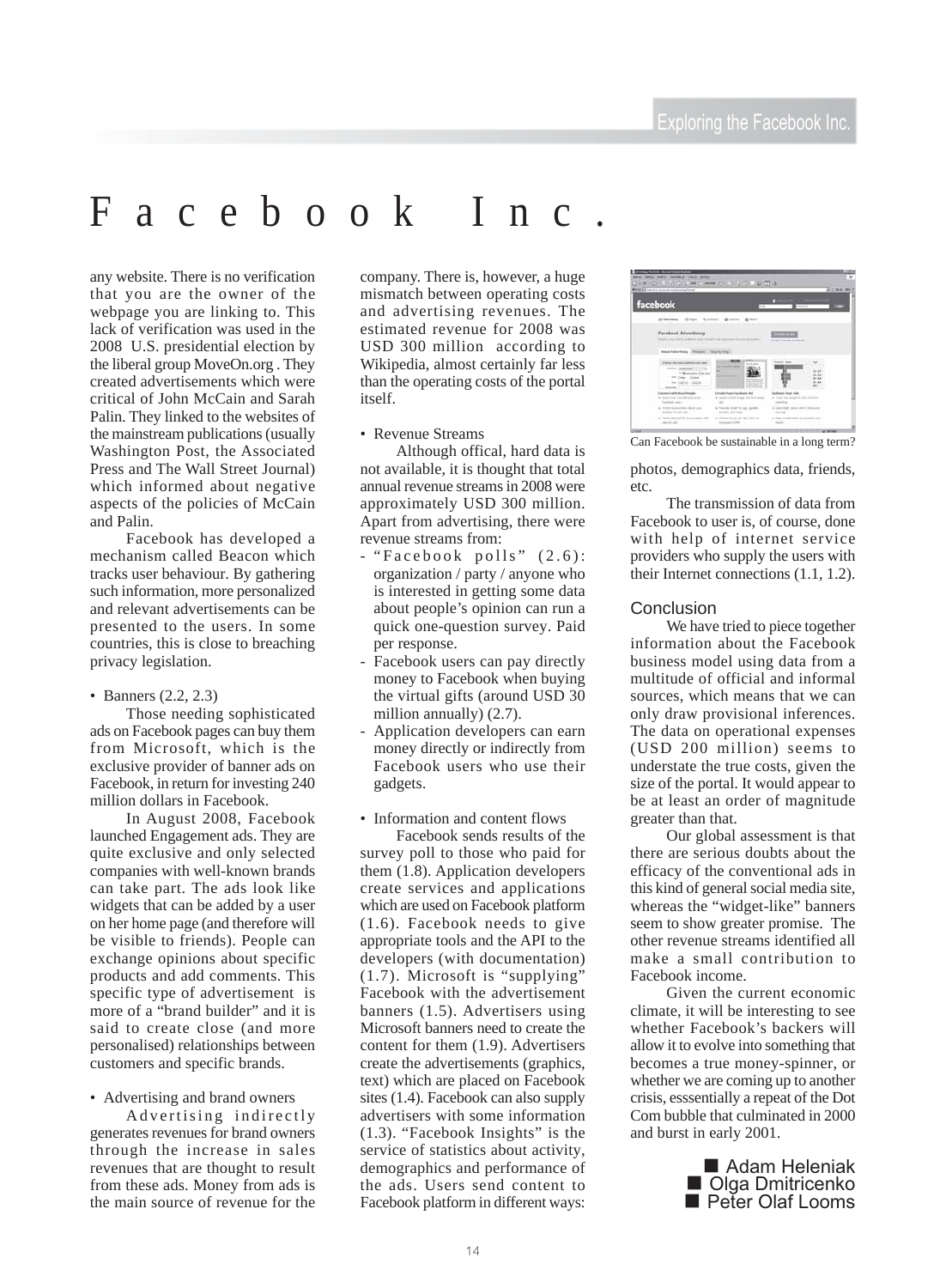# Facebook Inc.

any website. There is no verification that you are the owner of the webpage you are linking to. This lack of verification was used in the 2008 U.S. presidential election by the liberal group MoveOn.org . They created advertisements which were critical of John McCain and Sarah Palin. They linked to the websites of the mainstream publications (usually Washington Post, the Associated Press and The Wall Street Journal) which informed about negative aspects of the policies of McCain and Palin.

Facebook has developed a mechanism called Beacon which tracks user behaviour. By gathering such information, more personalized and relevant advertisements can be presented to the users. In some countries, this is close to breaching privacy legislation.

- Banners (2.2, 2.3)

Those needing sophisticated ads on Facebook pages can buy them from Microsoft, which is the exclusive provider of banner ads on Facebook, in return for investing 240 million dollars in Facebook.

In August 2008, Facebook launched Engagement ads. They are quite exclusive and only selected companies with well-known brands can take part. The ads look like widgets that can be added by a user on her home page (and therefore will be visible to friends). People can exchange opinions about specific products and add comments. This specific type of advertisement is more of a "brand builder" and it is said to create close (and more personalised) relationships between customers and specific brands.

- Advertising and brand owners

Advertising indirectly generates revenues for brand owners through the increase in sales revenues that are thought to result from these ads. Money from ads is the main source of revenue for the company. There is, however, a huge mismatch between operating costs and advertising revenues. The estimated revenue for 2008 was USD 300 million according to Wikipedia, almost certainly far less than the operating costs of the portal itself.

- Revenue Streams

Although offical, hard data is not available, it is thought that total annual revenue streams in 2008 were approximately USD 300 million. Apart from advertising, there were revenue streams from:

- "Facebook polls" (2.6): organization / party / anyone who is interested in getting some data about people's opinion can run a quick one-question survey. Paid per response.
- Facebook users can pay directly money to Facebook when buying the virtual gifts (around USD 30 million annually) (2.7).
- Application developers can earn money directly or indirectly from Facebook users who use their gadgets.

- Information and content flows

Facebook sends results of the survey poll to those who paid for them (1.8). Application developers create services and applications which are used on Facebook platform (1.6). Facebook needs to give appropriate tools and the API to the developers (with documentation) (1.7). Microsoft is "supplying" Facebook with the advertisement banners (1.5). Advertisers using Microsoft banners need to create the content for them (1.9). Advertisers create the advertisements (graphics, text) which are placed on Facebook sites (1.4). Facebook can also supply advertisers with some information (1.3). "Facebook Insights" is the service of statistics about activity, demographics and performance of the ads. Users send content to Facebook platform in different ways: photos, demographics data, friends, etc.

Can Facebook be sustainable in a long term?

The transmission of data from Facebook to user is, of course, done with help of internet service providers who supply the users with their Internet connections (1.1, 1.2).

## Conclusion

We have tried to piece together information about the Facebook business model using data from a multitude of official and informal sources, which means that we can only draw provisional inferences. The data on operational expenses (USD 200 million) seems to understate the true costs, given the size of the portal. It would appear to be at least an order of magnitude greater than that.

Our global assessment is that there are serious doubts about the efficacy of the conventional ads in this kind of general social media site, whereas the "widget-like" banners seem to show greater promise. The other revenue streams identified all make a small contribution to Facebook income.

Given the current economic climate, it will be interesting to see whether Facebook's backers will allow it to evolve into something that becomes a true money-spinner, or whether we are coming up to another crisis, esssentially a repeat of the Dot Com bubble that culminated in 2000 and burst in early 2001.

■ Adam Heleniak
■ Olga Dmitricenko
■ Peter Olaf Looms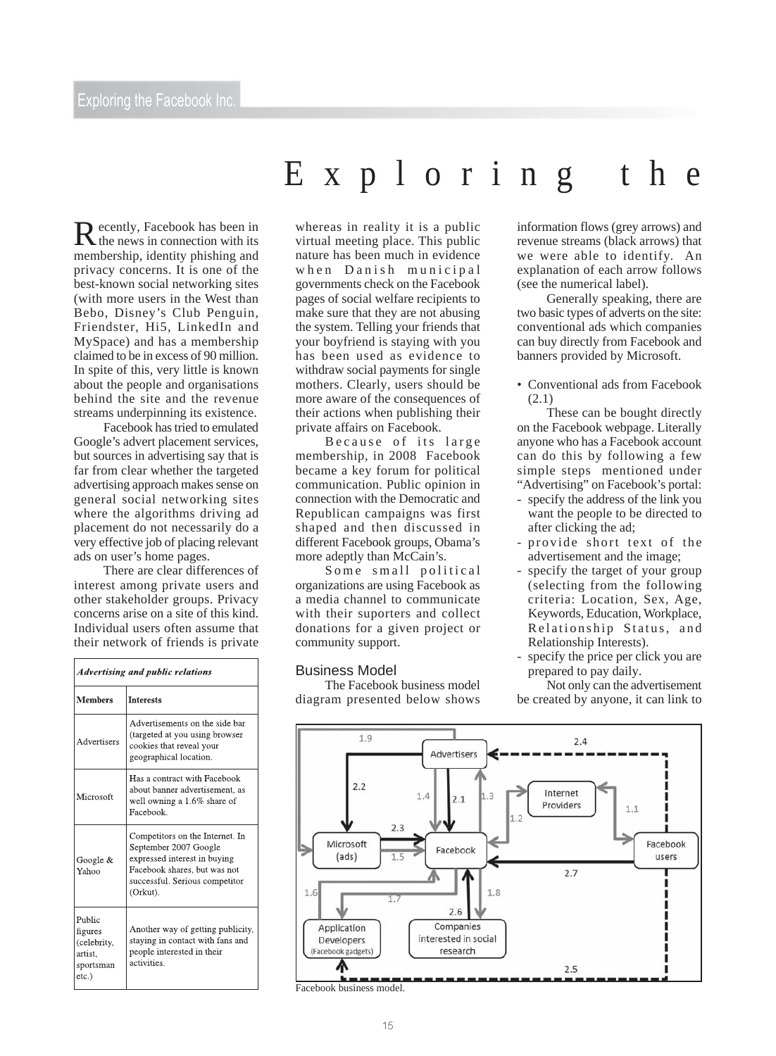# Exploring the

Recently, Facebook has been in the news in connection with its membership, identity phishing and privacy concerns. It is one of the best-known social networking sites (with more users in the West than Bebo, Disney's Club Penguin, Friendster, Hi5, LinkedIn and MySpace) and has a membership claimed to be in excess of 90 million. In spite of this, very little is known about the people and organisations behind the site and the revenue streams underpinning its existence.

Facebook has tried to emulated Google's advert placement services, but sources in advertising say that is far from clear whether the targeted advertising approach makes sense on general social networking sites where the algorithms driving ad placement do not necessarily do a very effective job of placing relevant ads on user's home pages.

There are clear differences of interest among private users and other stakeholder groups. Privacy concerns arise on a site of this kind. Individual users often assume that their network of friends is private whereas in reality it is a public virtual meeting place. This public nature has been much in evidence when Danish municipal governments check on the Facebook pages of social welfare recipients to make sure that they are not abusing the system. Telling your friends that your boyfriend is staying with you has been used as evidence to withdraw social payments for single mothers. Clearly, users should be more aware of the consequences of their actions when publishing their private affairs on Facebook.

Because of its large membership, in 2008 Facebook became a key forum for political communication. Public opinion in connection with the Democratic and Republican campaigns was first shaped and then discussed in different Facebook groups, Obama's more adeptly than McCain's.

Some small political organizations are using Facebook as a media channel to communicate with their suporters and collect donations for a given project or community support.

| *Advertising and public relations* | |
|---|---|
| **Members** | **Interests** |
| Advertisers | Advertisements on the side bar (targeted at you using browser cookies that reveal your geographical location. |
| Microsoft | Has a contract with Facebook about banner advertisement, as well owning a 1.6% share of Facebook. |
| Google & Yahoo | Competitors on the Internet. In September 2007 Google expressed interest in buying Facebook shares, but was not successful. Serious competitor (Orkut). |
| Public figures (celebrity, artist, sportsman etc.) | Another way of getting publicity, staying in contact with fans and people interested in their activities. |

## Business Model

The Facebook business model diagram presented below shows information flows (grey arrows) and revenue streams (black arrows) that we were able to identify. An explanation of each arrow follows (see the numerical label).

Generally speaking, there are two basic types of adverts on the site: conventional ads which companies can buy directly from Facebook and banners provided by Microsoft.

- Conventional ads from Facebook (2.1)

These can be bought directly on the Facebook webpage. Literally anyone who has a Facebook account can do this by following a few simple steps mentioned under "Advertising" on Facebook's portal:

- specify the address of the link you want the people to be directed to after clicking the ad;
- provide short text of the advertisement and the image;
- specify the target of your group (selecting from the following criteria: Location, Sex, Age, Keywords, Education, Workplace, Relationship Status, and Relationship Interests).
- specify the price per click you are prepared to pay daily.

Not only can the advertisement be created by anyone, it can link to

Advertisers
Internet Providers
Microsoft (ads)
Facebook
Facebook users
Application Developers (Facebook gadgets)
Companies interested in social research
1.1 1.2 1.3 1.4 1.5 1.6 1.7 1.8 1.9
2.1 2.2 2.3 2.4 2.5 2.6 2.7

Facebook business model.